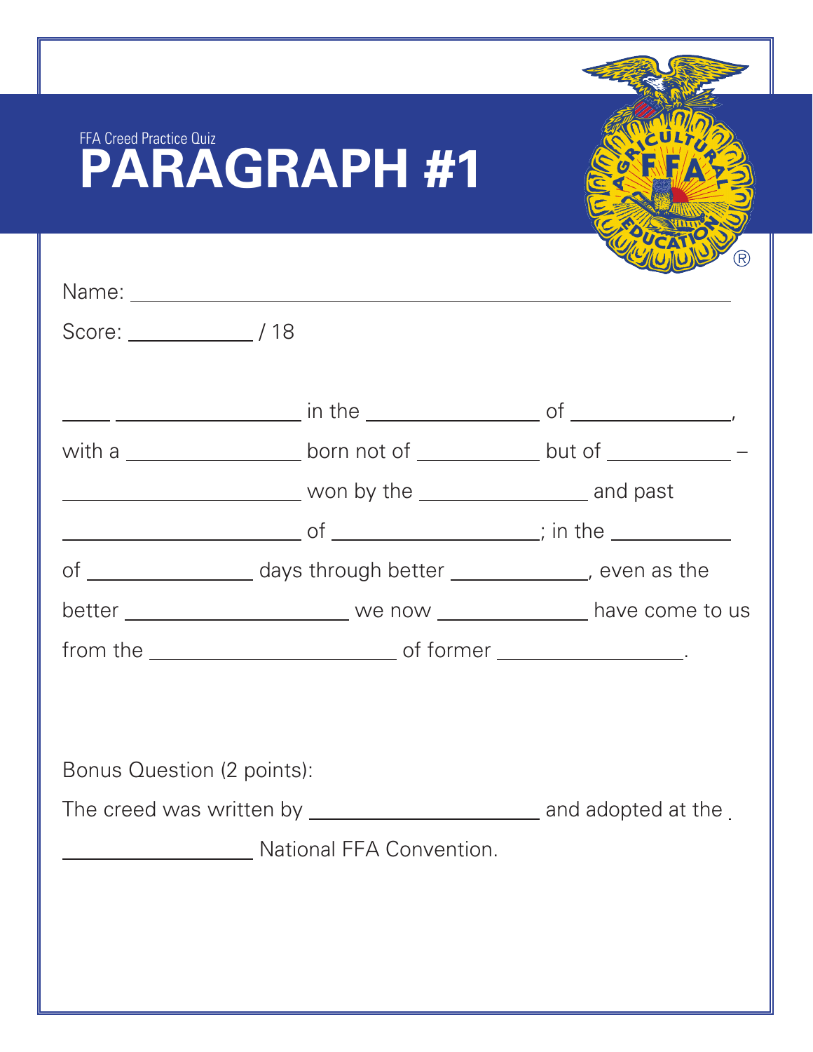FFA Creed Practice Quiz

# PARAGRAPH #1

Name: ______________________________________________

Score: __________ / 18

_____ ________________ in the ________________ of ________________,
with a ________________ born not of ____________ but of ____________ –
______________________ won by the ________________ and past
______________________ of ____________________; in the ____________
of ________________ days through better ______________, even as the
better ______________________ we now ______________ have come to us
from the ______________________ of former __________________.

Bonus Question (2 points):

The creed was written by ______________________ and adopted at the
__________________ National FFA Convention.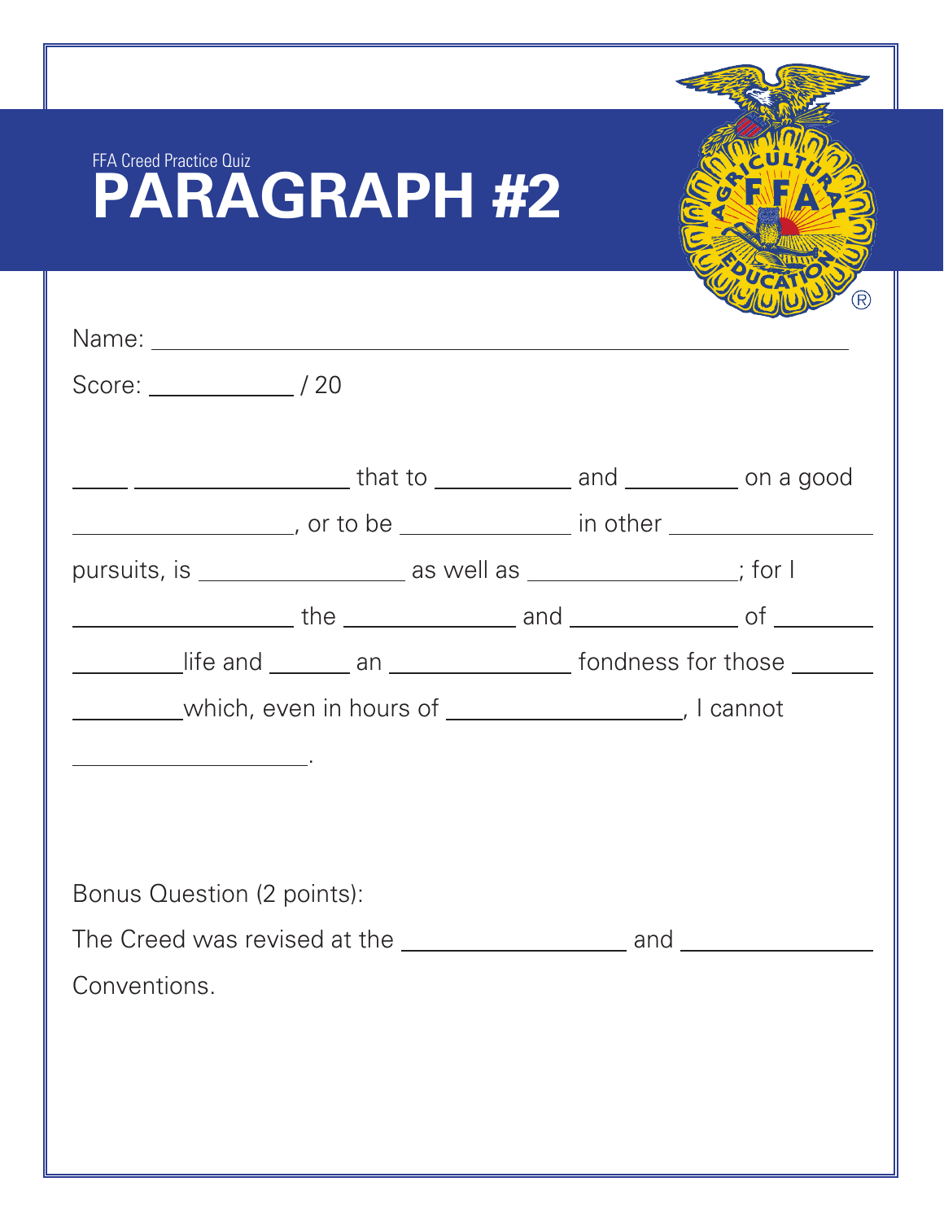FFA Creed Practice Quiz

# PARAGRAPH #2

Name: ______________________________________________

Score: __________ / 20

____ ______________ that to __________ and ________ on a good ______________, or to be ____________ in other ______________ pursuits, is ______________ as well as ______________; for I ______________ the ____________ and ____________ of ________ ________life and ______ an ____________ fondness for those ______ ________which, even in hours of ________________, I cannot ________________.

Bonus Question (2 points):

The Creed was revised at the ________________ and ______________ Conventions.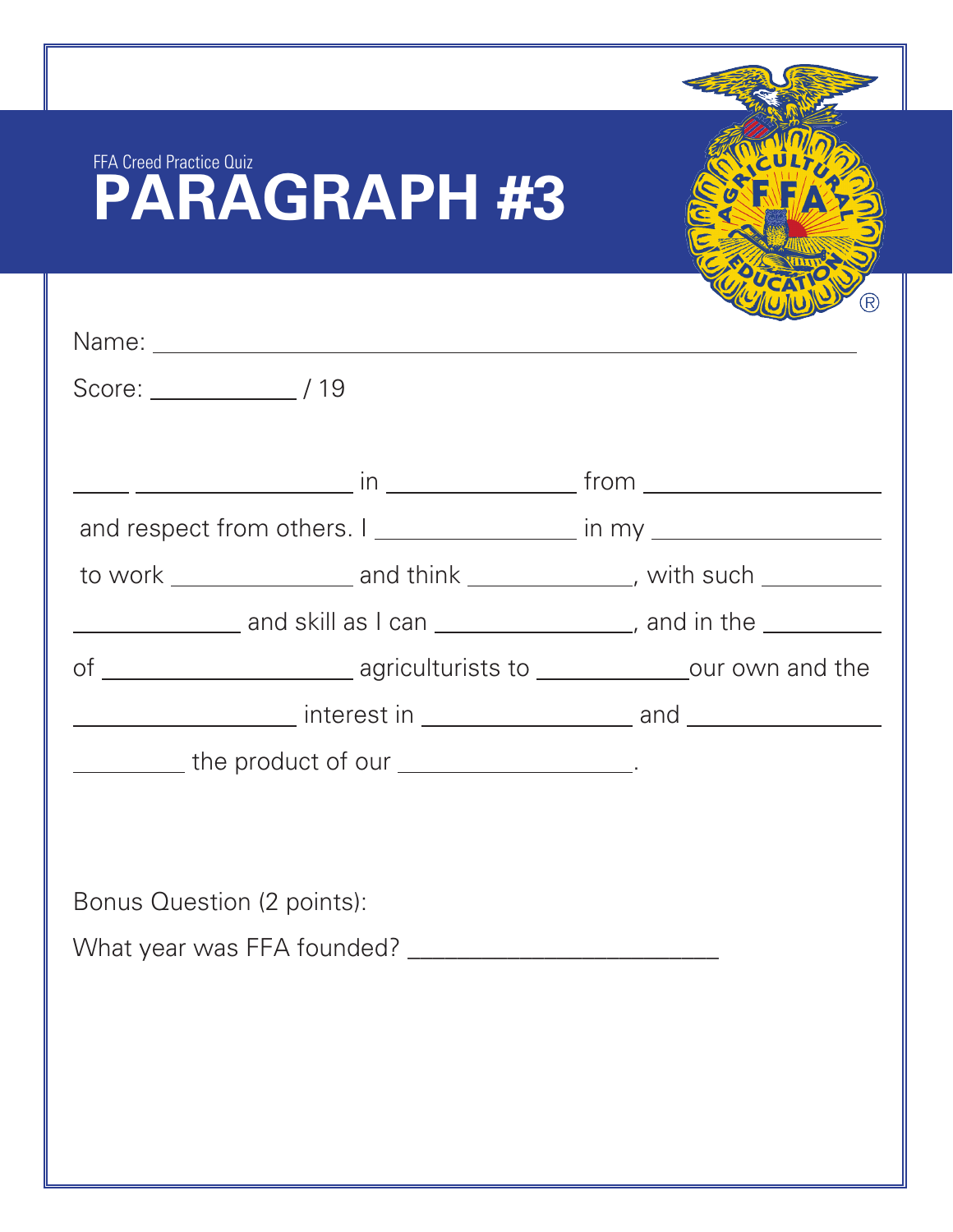FFA Creed Practice Quiz

# PARAGRAPH #3

Name: ______________________________________________

Score: __________ / 19

_____ _______________ in _______________ from _______________ and respect from others. I _______________ in my _______________ to work _______________ and think _______________, with such _______________ _______________ and skill as I can _______________, and in the _______________ of _______________ agriculturists to _______________ our own and the _______________ interest in _______________ and _______________ the product of our _______________.

Bonus Question (2 points):

What year was FFA founded? ______________________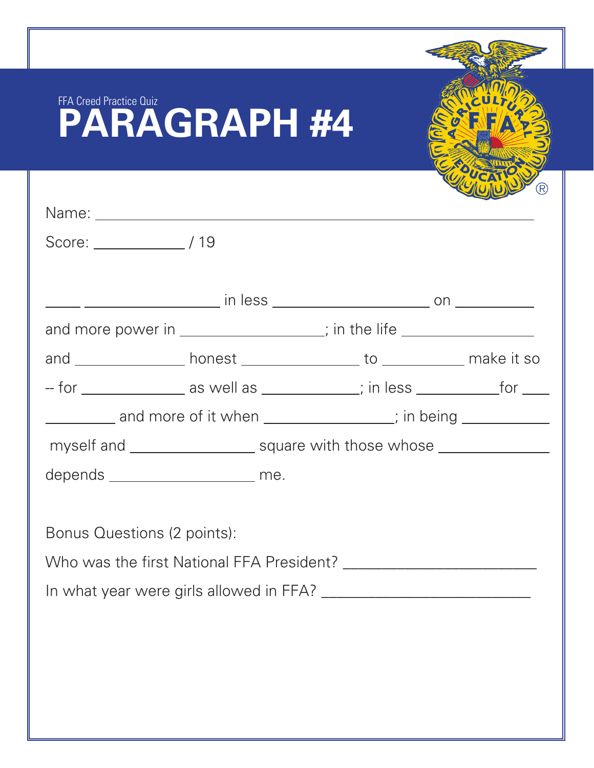FFA Creed Practice Quiz

# PARAGRAPH #4

Name: ______________________________________________________________

Score: ____________ / 19

_____ __________________ in less _____________________ on __________

and more power in __________________; in the life _________________

and ______________ honest _______________ to ___________ make it so

-- for ______________ as well as _____________; in less ___________for ____

_________ and more of it when _________________; in being ____________

myself and ________________ square with those whose ______________

depends ___________________ me.

Bonus Questions (2 points):

Who was the first National FFA President? _________________________

In what year were girls allowed in FFA? ___________________________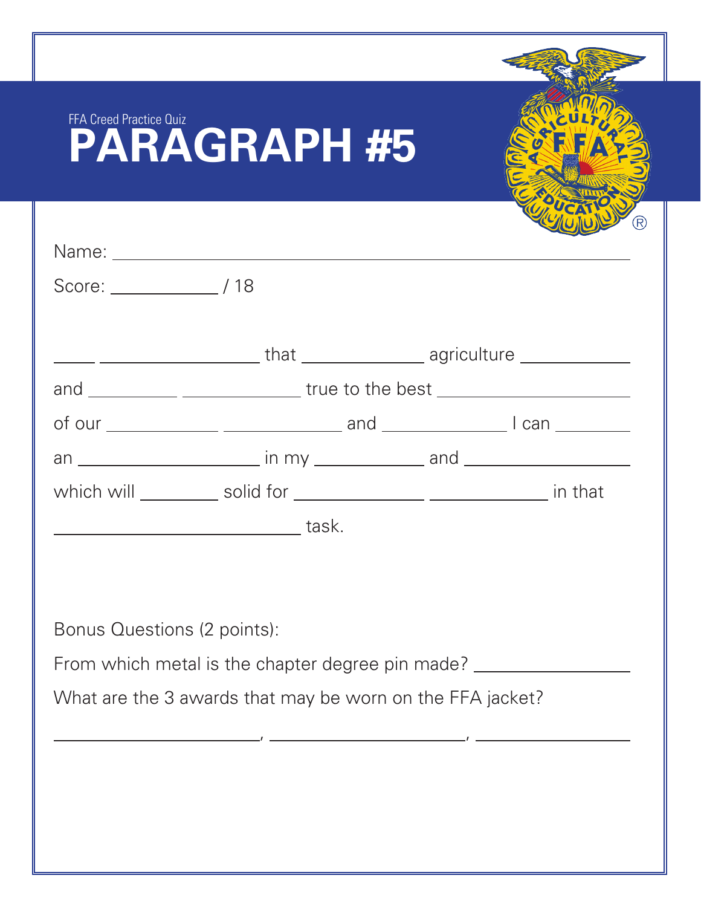FFA Creed Practice Quiz

# PARAGRAPH #5

Name: ______________________________________________

Score: __________ / 18

____ ______________ that ___________ agriculture __________

and ________ ___________ true to the best _________________

of our __________ ___________ and ___________ I can _______

an ________________ in my __________ and ________________

which will _______ solid for ____________ ___________ in that

______________________ task.

Bonus Questions (2 points):

From which metal is the chapter degree pin made? ______________

What are the 3 awards that may be worn on the FFA jacket?

__________________, _________________, ______________